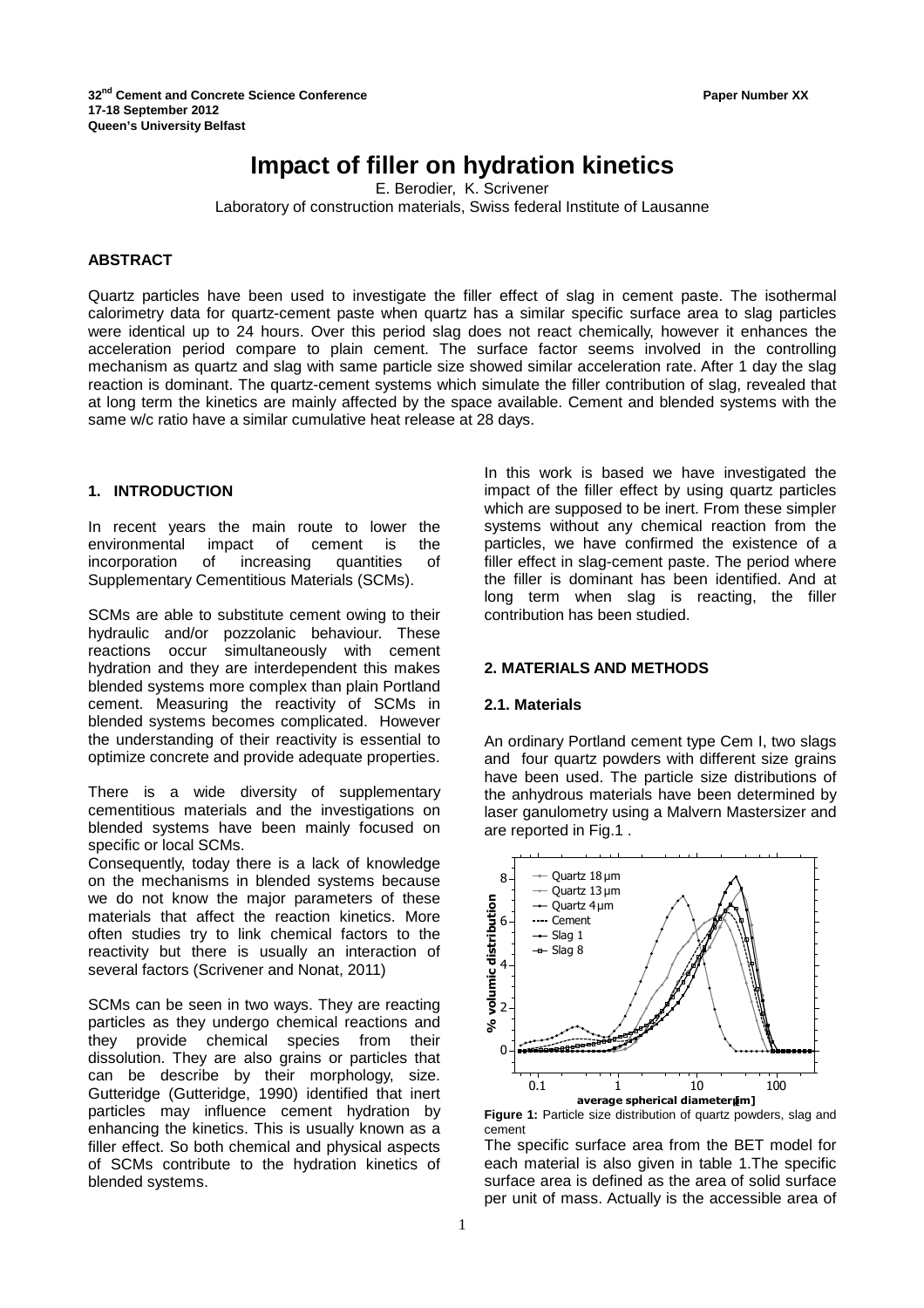# Impact of filler on hydration kinetics

E. Berodier, K. Scrivener

Laboratory of construction materials, Swiss federal Institute of Lausanne

### ABSTRACT

Quartz particles have been used to investigate the filler effect of slag in cement paste. The isothermal calorimetry data for quartz-cement paste when quartz has a similar specific surface area to slag particles were identical up to 24 hours. Over this period slag does not react chemically, however it enhances the acceleration period compare to plain cement. The surface factor seems involved in the controlling mechanism as quartz and slag with same particle size showed similar acceleration rate. After 1 day the slag reaction is dominant. The quartz-cement systems which simulate the filler contribution of slag, revealed that at long term the kinetics are mainly affected by the space available. Cement and blended systems with the same w/c ratio have a similar cumulative heat release at 28 days.

## 1. INTRODUCTION

In recent years the main route to lower the environmental impact of cement is the incorporation of increasing quantities of Supplementary Cementitious Materials (SCMs).

SCMs are able to substitute cement owing to their hydraulic and/or pozzolanic behaviour. These reactions occur simultaneously with cement hydration and they are interdependent this makes blended systems more complex than plain Portland cement. Measuring the reactivity of SCMs in blended systems becomes complicated. However the understanding of their reactivity is essential to optimize concrete and provide adequate properties.

There is a wide diversity of supplementary cementitious materials and the investigations on blended systems have been mainly focused on specific or local SCMs.

Consequently, today there is a lack of knowledge on the mechanisms in blended systems because we do not know the major parameters of these materials that affect the reaction kinetics. More often studies try to link chemical factors to the reactivity but there is usually an interaction of several factors (Scrivener and Nonat, 2011)

SCMs can be seen in two ways. They are reacting particles as they undergo chemical reactions and they provide chemical species from their dissolution. They are also grains or particles that can be describe by their morphology, size. Gutteridge (Gutteridge, 1990) identified that inert particles may influence cement hydration by enhancing the kinetics. This is usually known as a filler effect. So both chemical and physical aspects of SCMs contribute to the hydration kinetics of blended systems.

In this work is based we have investigated the impact of the filler effect by using quartz particles which are supposed to be inert. From these simpler systems without any chemical reaction from the particles, we have confirmed the existence of a filler effect in slag-cement paste. The period where the filler is dominant has been identified. And at long term when slag is reacting, the filler contribution has been studied.

## 2. MATERIALS AND METHODS

### 2.1. Materials

An ordinary Portland cement type Cem I, two slags and four quartz powders with different size grains have been used. The particle size distributions of the anhydrous materials have been determined by laser ganulometry using a Malvern Mastersizer and are reported in Fig.1 .

**Figure 1:** Particle size distribution of quartz powders, slag and cement

The specific surface area from the BET model for each material is also given in table 1.The specific surface area is defined as the area of solid surface per unit of mass. Actually is the accessible area of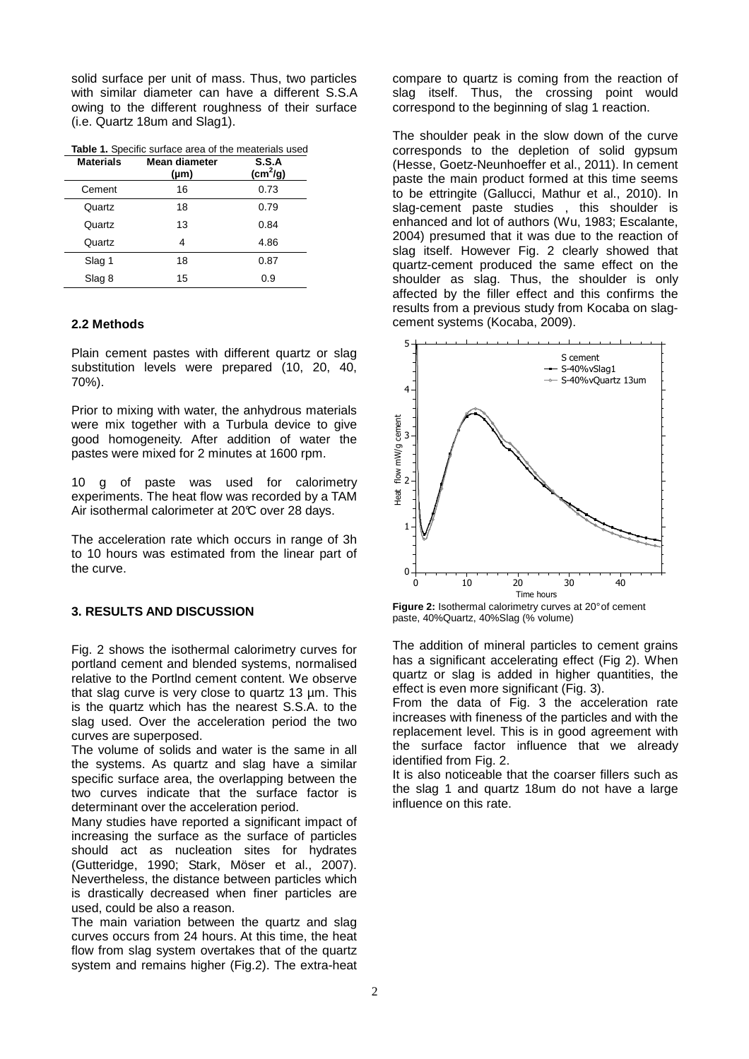solid surface per unit of mass. Thus, two particles with similar diameter can have a different S.S.A owing to the different roughness of their surface (i.e. Quartz 18um and Slag1).

**Table 1.** Specific surface area of the meaterials used

| Materials | Mean diameter (µm) | S.S.A ($cm^2/g$) |
|---|---|---|
| Cement | 16 | 0.73 |
| Quartz | 18 | 0.79 |
| Quartz | 13 | 0.84 |
| Quartz | 4 | 4.86 |
| Slag 1 | 18 | 0.87 |
| Slag 8 | 15 | 0.9 |

### 2.2 Methods

Plain cement pastes with different quartz or slag substitution levels were prepared (10, 20, 40, 70%).

Prior to mixing with water, the anhydrous materials were mix together with a Turbula device to give good homogeneity. After addition of water the pastes were mixed for 2 minutes at 1600 rpm.

10 g of paste was used for calorimetry experiments. The heat flow was recorded by a TAM Air isothermal calorimeter at 20°C over 28 days.

The acceleration rate which occurs in range of 3h to 10 hours was estimated from the linear part of the curve.

## 3. RESULTS AND DISCUSSION

Fig. 2 shows the isothermal calorimetry curves for portland cement and blended systems, normalised relative to the Portlnd cement content. We observe that slag curve is very close to quartz 13 µm. This is the quartz which has the nearest S.S.A. to the slag used. Over the acceleration period the two curves are superposed.

The volume of solids and water is the same in all the systems. As quartz and slag have a similar specific surface area, the overlapping between the two curves indicate that the surface factor is determinant over the acceleration period.

Many studies have reported a significant impact of increasing the surface as the surface of particles should act as nucleation sites for hydrates (Gutteridge, 1990; Stark, Möser et al., 2007). Nevertheless, the distance between particles which is drastically decreased when finer particles are used, could be also a reason.

The main variation between the quartz and slag curves occurs from 24 hours. At this time, the heat flow from slag system overtakes that of the quartz system and remains higher (Fig.2). The extra-heat compare to quartz is coming from the reaction of slag itself. Thus, the crossing point would correspond to the beginning of slag 1 reaction.

The shoulder peak in the slow down of the curve corresponds to the depletion of solid gypsum (Hesse, Goetz-Neunhoeffer et al., 2011). In cement paste the main product formed at this time seems to be ettringite (Gallucci, Mathur et al., 2010). In slag-cement paste studies , this shoulder is enhanced and lot of authors (Wu, 1983; Escalante, 2004) presumed that it was due to the reaction of slag itself. However Fig. 2 clearly showed that quartz-cement produced the same effect on the shoulder as slag. Thus, the shoulder is only affected by the filler effect and this confirms the results from a previous study from Kocaba on slag-cement systems (Kocaba, 2009).

**Figure 2:** Isothermal calorimetry curves at 20° of cement paste, 40%Quartz, 40%Slag (% volume)

The addition of mineral particles to cement grains has a significant accelerating effect (Fig 2). When quartz or slag is added in higher quantities, the effect is even more significant (Fig. 3).

From the data of Fig. 3 the acceleration rate increases with fineness of the particles and with the replacement level. This is in good agreement with the surface factor influence that we already identified from Fig. 2.

It is also noticeable that the coarser fillers such as the slag 1 and quartz 18um do not have a large influence on this rate.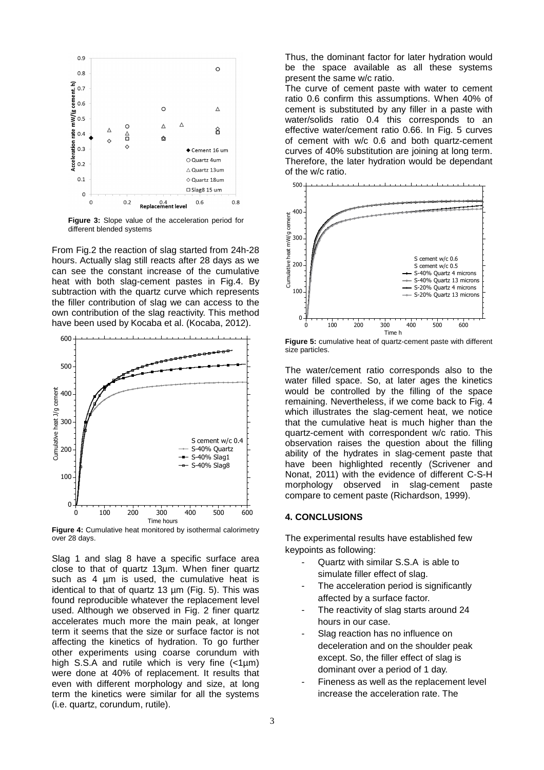**Figure 3:** Slope value of the acceleration period for different blended systems

From Fig.2 the reaction of slag started from 24h-28 hours. Actually slag still reacts after 28 days as we can see the constant increase of the cumulative heat with both slag-cement pastes in Fig.4. By subtraction with the quartz curve which represents the filler contribution of slag we can access to the own contribution of the slag reactivity. This method have been used by Kocaba et al. (Kocaba, 2012).

**Figure 4:** Cumulative heat monitored by isothermal calorimetry over 28 days.

Slag 1 and slag 8 have a specific surface area close to that of quartz 13µm. When finer quartz such as 4 µm is used, the cumulative heat is identical to that of quartz 13 µm (Fig. 5). This was found reproducible whatever the replacement level used. Although we observed in Fig. 2 finer quartz accelerates much more the main peak, at longer term it seems that the size or surface factor is not affecting the kinetics of hydration. To go further other experiments using coarse corundum with high S.S.A and rutile which is very fine (<1µm) were done at 40% of replacement. It results that even with different morphology and size, at long term the kinetics were similar for all the systems (i.e. quartz, corundum, rutile).

Thus, the dominant factor for later hydration would be the space available as all these systems present the same w/c ratio.

The curve of cement paste with water to cement ratio 0.6 confirm this assumptions. When 40% of cement is substituted by any filler in a paste with water/solids ratio 0.4 this corresponds to an effective water/cement ratio 0.66. In Fig. 5 curves of cement with w/c 0.6 and both quartz-cement curves of 40% substitution are joining at long term. Therefore, the later hydration would be dependant of the w/c ratio.

**Figure 5:** cumulative heat of quartz-cement paste with different size particles.

The water/cement ratio corresponds also to the water filled space. So, at later ages the kinetics would be controlled by the filling of the space remaining. Nevertheless, if we come back to Fig. 4 which illustrates the slag-cement heat, we notice that the cumulative heat is much higher than the quartz-cement with correspondent w/c ratio. This observation raises the question about the filling ability of the hydrates in slag-cement paste that have been highlighted recently (Scrivener and Nonat, 2011) with the evidence of different C-S-H morphology observed in slag-cement paste compare to cement paste (Richardson, 1999).

## 4. CONCLUSIONS

The experimental results have established few keypoints as following:

- Quartz with similar S.S.A is able to simulate filler effect of slag.
- The acceleration period is significantly affected by a surface factor.
- The reactivity of slag starts around 24 hours in our case.
- Slag reaction has no influence on deceleration and on the shoulder peak except. So, the filler effect of slag is dominant over a period of 1 day.
- Fineness as well as the replacement level increase the acceleration rate. The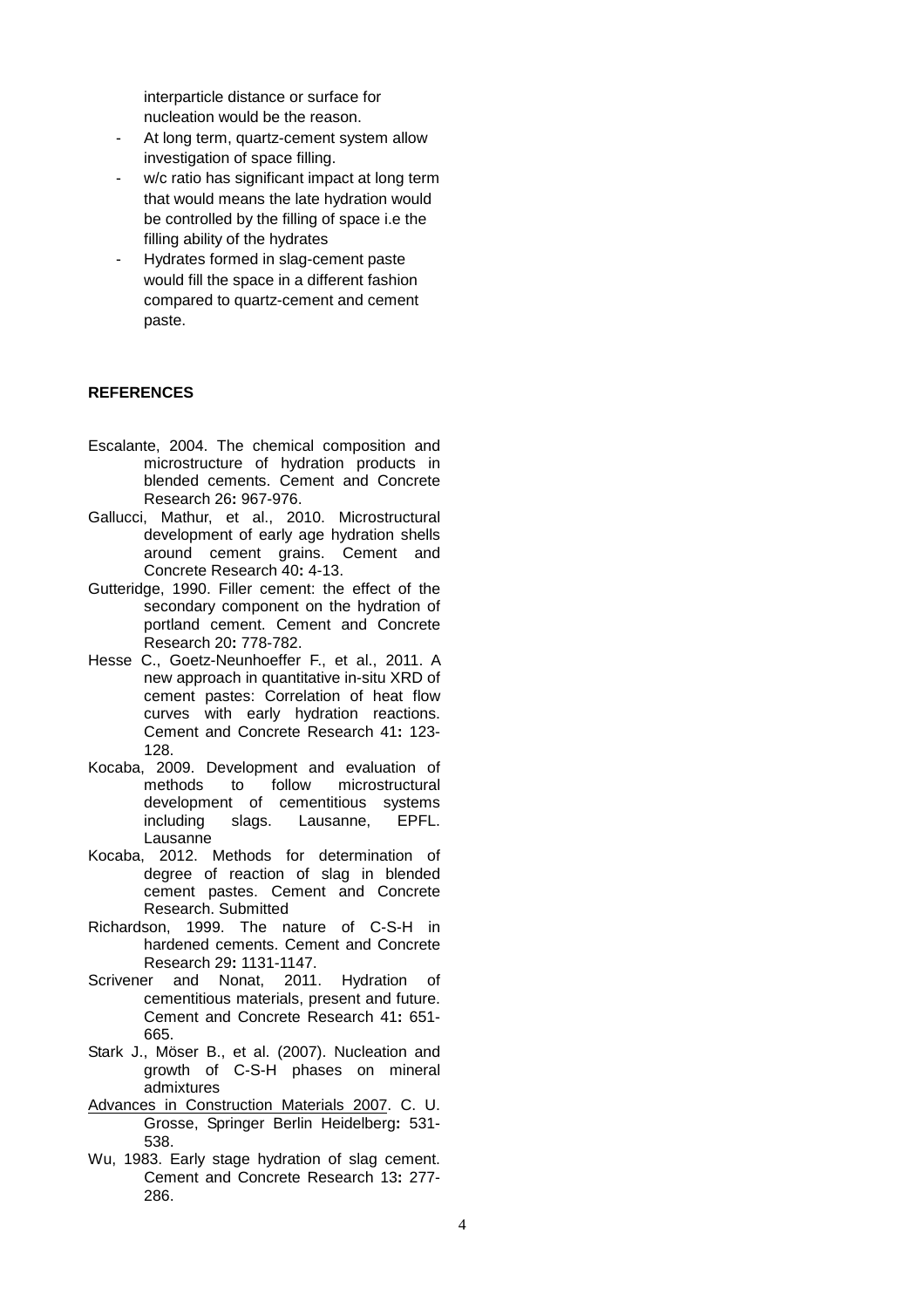interparticle distance or surface for nucleation would be the reason.

- At long term, quartz-cement system allow investigation of space filling.
- w/c ratio has significant impact at long term that would means the late hydration would be controlled by the filling of space i.e the filling ability of the hydrates
- Hydrates formed in slag-cement paste would fill the space in a different fashion compared to quartz-cement and cement paste.

**REFERENCES**

Escalante, 2004. The chemical composition and microstructure of hydration products in blended cements. Cement and Concrete Research 26**:** 967-976.

Gallucci, Mathur, et al., 2010. Microstructural development of early age hydration shells around cement grains. Cement and Concrete Research 40**:** 4-13.

Gutteridge, 1990. Filler cement: the effect of the secondary component on the hydration of portland cement. Cement and Concrete Research 20**:** 778-782.

Hesse C., Goetz-Neunhoeffer F., et al., 2011. A new approach in quantitative in-situ XRD of cement pastes: Correlation of heat flow curves with early hydration reactions. Cement and Concrete Research 41**:** 123-128.

Kocaba, 2009. Development and evaluation of methods to follow microstructural development of cementitious systems including slags. Lausanne, EPFL. Lausanne

Kocaba, 2012. Methods for determination of degree of reaction of slag in blended cement pastes. Cement and Concrete Research. Submitted

Richardson, 1999. The nature of C-S-H in hardened cements. Cement and Concrete Research 29**:** 1131-1147.

Scrivener and Nonat, 2011. Hydration of cementitious materials, present and future. Cement and Concrete Research 41**:** 651-665.

Stark J., Möser B., et al. (2007). Nucleation and growth of C-S-H phases on mineral admixtures

Advances in Construction Materials 2007. C. U. Grosse, Springer Berlin Heidelberg**:** 531-538.

Wu, 1983. Early stage hydration of slag cement. Cement and Concrete Research 13**:** 277-286.